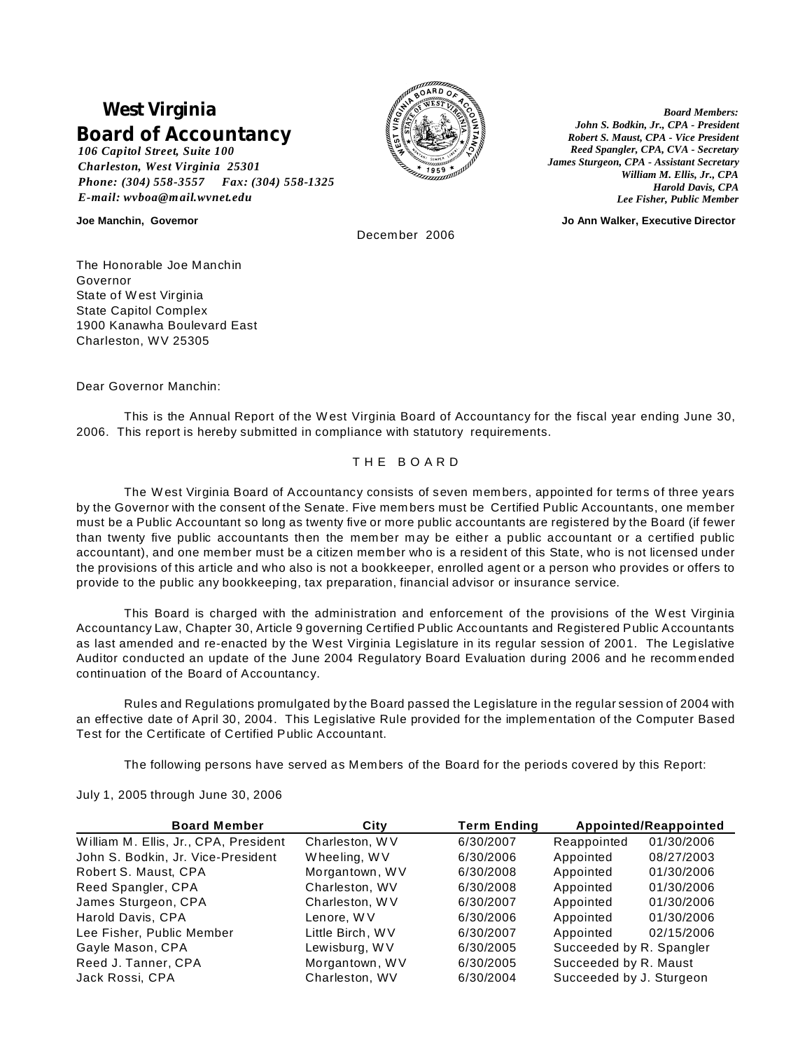# West Virginia Board of Accountancy

*106 Capitol Street, Suite 100*
*Charleston, West Virginia 25301*
*Phone: (304) 558-3557 Fax: (304) 558-1325*
*E-mail: wvboa@mail.wvnet.edu*

*Board Members:*
*John S. Bodkin, Jr., CPA - President*
*Robert S. Maust, CPA - Vice President*
*Reed Spangler, CPA, CVA - Secretary*
*James Sturgeon, CPA - Assistant Secretary*
*William M. Ellis, Jr., CPA*
*Harold Davis, CPA*
*Lee Fisher, Public Member*

**Joe Manchin, Governor**

**Jo Ann Walker, Executive Director**

December 2006

The Honorable Joe Manchin
Governor
State of West Virginia
State Capitol Complex
1900 Kanawha Boulevard East
Charleston, WV 25305

Dear Governor Manchin:

This is the Annual Report of the West Virginia Board of Accountancy for the fiscal year ending June 30, 2006. This report is hereby submitted in compliance with statutory requirements.

## THE BOARD

The West Virginia Board of Accountancy consists of seven members, appointed for terms of three years by the Governor with the consent of the Senate. Five members must be Certified Public Accountants, one member must be a Public Accountant so long as twenty five or more public accountants are registered by the Board (if fewer than twenty five public accountants then the member may be either a public accountant or a certified public accountant), and one member must be a citizen member who is a resident of this State, who is not licensed under the provisions of this article and who also is not a bookkeeper, enrolled agent or a person who provides or offers to provide to the public any bookkeeping, tax preparation, financial advisor or insurance service.

This Board is charged with the administration and enforcement of the provisions of the West Virginia Accountancy Law, Chapter 30, Article 9 governing Certified Public Accountants and Registered Public Accountants as last amended and re-enacted by the West Virginia Legislature in its regular session of 2001. The Legislative Auditor conducted an update of the June 2004 Regulatory Board Evaluation during 2006 and he recommended continuation of the Board of Accountancy.

Rules and Regulations promulgated by the Board passed the Legislature in the regular session of 2004 with an effective date of April 30, 2004. This Legislative Rule provided for the implementation of the Computer Based Test for the Certificate of Certified Public Accountant.

The following persons have served as Members of the Board for the periods covered by this Report:

July 1, 2005 through June 30, 2006

| Board Member | City | Term Ending | Appointed/Reappointed | |
|---|---|---|---|---|
| William M. Ellis, Jr., CPA, President | Charleston, WV | 6/30/2007 | Reappointed | 01/30/2006 |
| John S. Bodkin, Jr. Vice-President | Wheeling, WV | 6/30/2006 | Appointed | 08/27/2003 |
| Robert S. Maust, CPA | Morgantown, WV | 6/30/2008 | Appointed | 01/30/2006 |
| Reed Spangler, CPA | Charleston, WV | 6/30/2008 | Appointed | 01/30/2006 |
| James Sturgeon, CPA | Charleston, WV | 6/30/2007 | Appointed | 01/30/2006 |
| Harold Davis, CPA | Lenore, WV | 6/30/2006 | Appointed | 01/30/2006 |
| Lee Fisher, Public Member | Little Birch, WV | 6/30/2007 | Appointed | 02/15/2006 |
| Gayle Mason, CPA | Lewisburg, WV | 6/30/2005 | Succeeded by R. Spangler | |
| Reed J. Tanner, CPA | Morgantown, WV | 6/30/2005 | Succeeded by R. Maust | |
| Jack Rossi, CPA | Charleston, WV | 6/30/2004 | Succeeded by J. Sturgeon | |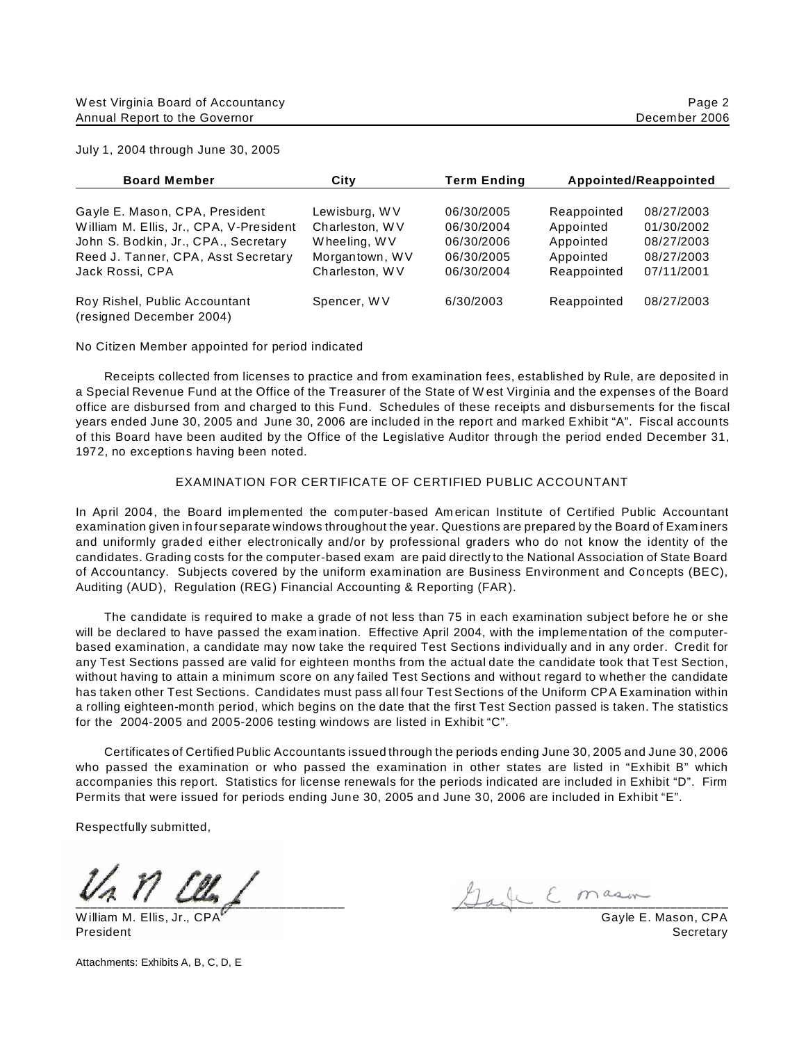July 1, 2004 through June 30, 2005

| Board Member | City | Term Ending | Appointed/Reappointed | |
|---|---|---|---|---|
| Gayle E. Mason, CPA, President | Lewisburg, WV | 06/30/2005 | Reappointed | 08/27/2003 |
| William M. Ellis, Jr., CPA, V-President | Charleston, WV | 06/30/2004 | Appointed | 01/30/2002 |
| John S. Bodkin, Jr., CPA., Secretary | Wheeling, WV | 06/30/2006 | Appointed | 08/27/2003 |
| Reed J. Tanner, CPA, Asst Secretary | Morgantown, WV | 06/30/2005 | Appointed | 08/27/2003 |
| Jack Rossi, CPA | Charleston, WV | 06/30/2004 | Reappointed | 07/11/2001 |
| Roy Rishel, Public Accountant (resigned December 2004) | Spencer, WV | 6/30/2003 | Reappointed | 08/27/2003 |

No Citizen Member appointed for period indicated

Receipts collected from licenses to practice and from examination fees, established by Rule, are deposited in a Special Revenue Fund at the Office of the Treasurer of the State of West Virginia and the expenses of the Board office are disbursed from and charged to this Fund. Schedules of these receipts and disbursements for the fiscal years ended June 30, 2005 and June 30, 2006 are included in the report and marked Exhibit "A". Fiscal accounts of this Board have been audited by the Office of the Legislative Auditor through the period ended December 31, 1972, no exceptions having been noted.

## EXAMINATION FOR CERTIFICATE OF CERTIFIED PUBLIC ACCOUNTANT

In April 2004, the Board implemented the computer-based American Institute of Certified Public Accountant examination given in four separate windows throughout the year. Questions are prepared by the Board of Examiners and uniformly graded either electronically and/or by professional graders who do not know the identity of the candidates. Grading costs for the computer-based exam are paid directly to the National Association of State Board of Accountancy. Subjects covered by the uniform examination are Business Environment and Concepts (BEC), Auditing (AUD), Regulation (REG) Financial Accounting & Reporting (FAR).

The candidate is required to make a grade of not less than 75 in each examination subject before he or she will be declared to have passed the examination. Effective April 2004, with the implementation of the computer-based examination, a candidate may now take the required Test Sections individually and in any order. Credit for any Test Sections passed are valid for eighteen months from the actual date the candidate took that Test Section, without having to attain a minimum score on any failed Test Sections and without regard to whether the candidate has taken other Test Sections. Candidates must pass all four Test Sections of the Uniform CPA Examination within a rolling eighteen-month period, which begins on the date that the first Test Section passed is taken. The statistics for the 2004-2005 and 2005-2006 testing windows are listed in Exhibit "C".

Certificates of Certified Public Accountants issued through the periods ending June 30, 2005 and June 30, 2006 who passed the examination or who passed the examination in other states are listed in "Exhibit B" which accompanies this report. Statistics for license renewals for the periods indicated are included in Exhibit "D". Firm Permits that were issued for periods ending June 30, 2005 and June 30, 2006 are included in Exhibit "E".

Respectfully submitted,

William M. Ellis, Jr., CPA
President

Gayle E. Mason, CPA
Secretary

Attachments: Exhibits A, B, C, D, E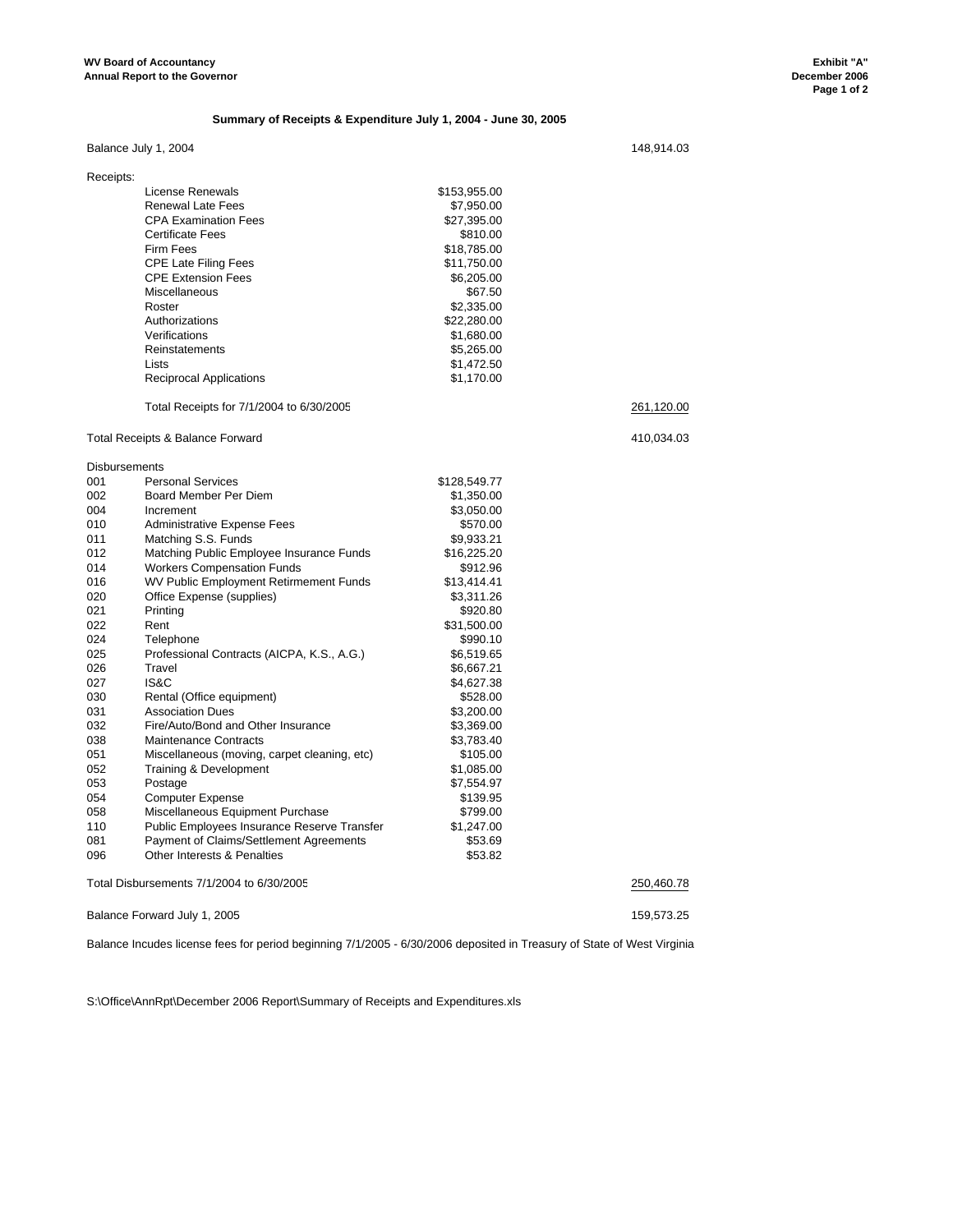**WV Board of Accountancy**
**Annual Report to the Governor**

**Exhibit "A"**
**December 2006**

### Summary of Receipts & Expenditure July 1, 2004 - June 30, 2005

| | | | |
|---|---|---|---|
| Balance July 1, 2004 | | | 148,914.03 |
| Receipts: | | | |
| | License Renewals | $153,955.00 | |
| | Renewal Late Fees | $7,950.00 | |
| | CPA Examination Fees | $27,395.00 | |
| | Certificate Fees | $810.00 | |
| | Firm Fees | $18,785.00 | |
| | CPE Late Filing Fees | $11,750.00 | |
| | CPE Extension Fees | $6,205.00 | |
| | Miscellaneous | $67.50 | |
| | Roster | $2,335.00 | |
| | Authorizations | $22,280.00 | |
| | Verifications | $1,680.00 | |
| | Reinstatements | $5,265.00 | |
| | Lists | $1,472.50 | |
| | Reciprocal Applications | $1,170.00 | |
| | Total Receipts for 7/1/2004 to 6/30/2005 | | 261,120.00 |
| Total Receipts & Balance Forward | | | 410,034.03 |
| Disbursements | | | |
| 001 | Personal Services | $128,549.77 | |
| 002 | Board Member Per Diem | $1,350.00 | |
| 004 | Increment | $3,050.00 | |
| 010 | Administrative Expense Fees | $570.00 | |
| 011 | Matching S.S. Funds | $9,933.21 | |
| 012 | Matching Public Employee Insurance Funds | $16,225.20 | |
| 014 | Workers Compensation Funds | $912.96 | |
| 016 | WV Public Employment Retirmement Funds | $13,414.41 | |
| 020 | Office Expense (supplies) | $3,311.26 | |
| 021 | Printing | $920.80 | |
| 022 | Rent | $31,500.00 | |
| 024 | Telephone | $990.10 | |
| 025 | Professional Contracts (AICPA, K.S., A.G.) | $6,519.65 | |
| 026 | Travel | $6,667.21 | |
| 027 | IS&C | $4,627.38 | |
| 030 | Rental (Office equipment) | $528.00 | |
| 031 | Association Dues | $3,200.00 | |
| 032 | Fire/Auto/Bond and Other Insurance | $3,369.00 | |
| 038 | Maintenance Contracts | $3,783.40 | |
| 051 | Miscellaneous (moving, carpet cleaning, etc) | $105.00 | |
| 052 | Training & Development | $1,085.00 | |
| 053 | Postage | $7,554.97 | |
| 054 | Computer Expense | $139.95 | |
| 058 | Miscellaneous Equipment Purchase | $799.00 | |
| 110 | Public Employees Insurance Reserve Transfer | $1,247.00 | |
| 081 | Payment of Claims/Settlement Agreements | $53.69 | |
| 096 | Other Interests & Penalties | $53.82 | |
| Total Disbursements 7/1/2004 to 6/30/2005 | | | 250,460.78 |
| Balance Forward July 1, 2005 | | | 159,573.25 |

Balance Incudes license fees for period beginning 7/1/2005 - 6/30/2006 deposited in Treasury of State of West Virginia

S:\Office\AnnRpt\December 2006 Report\Summary of Receipts and Expenditures.xls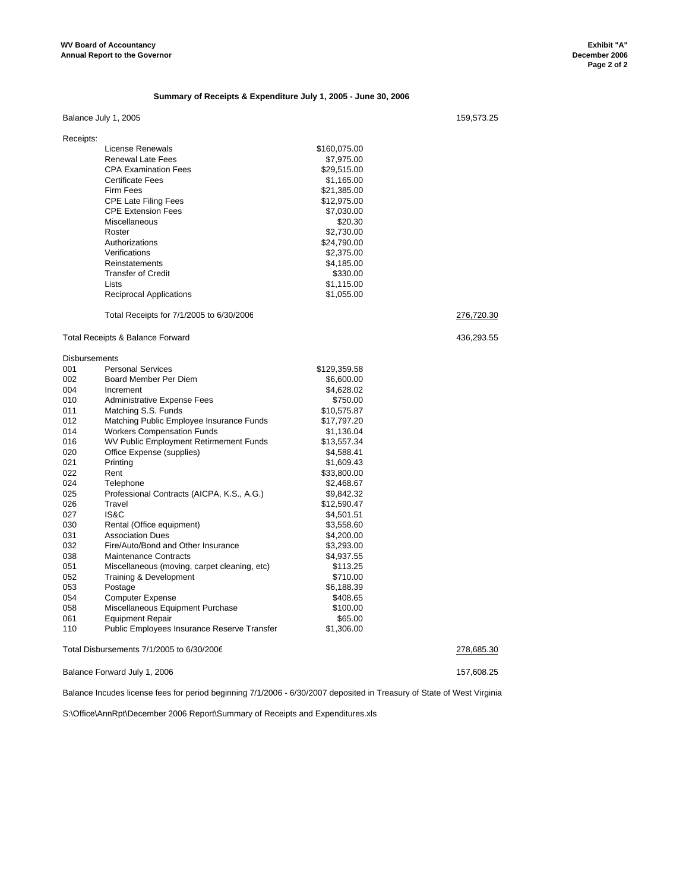**WV Board of Accountancy**
**Annual Report to the Governor**

**Exhibit "A"**
**December 2006**

## Summary of Receipts & Expenditure July 1, 2005 - June 30, 2006

| | | | |
|---|---|---|---|
| Balance July 1, 2005 | | | 159,573.25 |
| Receipts: | | | |
| | License Renewals | $160,075.00 | |
| | Renewal Late Fees | $7,975.00 | |
| | CPA Examination Fees | $29,515.00 | |
| | Certificate Fees | $1,165.00 | |
| | Firm Fees | $21,385.00 | |
| | CPE Late Filing Fees | $12,975.00 | |
| | CPE Extension Fees | $7,030.00 | |
| | Miscellaneous | $20.30 | |
| | Roster | $2,730.00 | |
| | Authorizations | $24,790.00 | |
| | Verifications | $2,375.00 | |
| | Reinstatements | $4,185.00 | |
| | Transfer of Credit | $330.00 | |
| | Lists | $1,115.00 | |
| | Reciprocal Applications | $1,055.00 | |
| | Total Receipts for 7/1/2005 to 6/30/2006 | | 276,720.30 |
| Total Receipts & Balance Forward | | | 436,293.55 |
| Disbursements | | | |
| 001 | Personal Services | $129,359.58 | |
| 002 | Board Member Per Diem | $6,600.00 | |
| 004 | Increment | $4,628.02 | |
| 010 | Administrative Expense Fees | $750.00 | |
| 011 | Matching S.S. Funds | $10,575.87 | |
| 012 | Matching Public Employee Insurance Funds | $17,797.20 | |
| 014 | Workers Compensation Funds | $1,136.04 | |
| 016 | WV Public Employment Retirement Funds | $13,557.34 | |
| 020 | Office Expense (supplies) | $4,588.41 | |
| 021 | Printing | $1,609.43 | |
| 022 | Rent | $33,800.00 | |
| 024 | Telephone | $2,468.67 | |
| 025 | Professional Contracts (AICPA, K.S., A.G.) | $9,842.32 | |
| 026 | Travel | $12,590.47 | |
| 027 | IS&C | $4,501.51 | |
| 030 | Rental (Office equipment) | $3,558.60 | |
| 031 | Association Dues | $4,200.00 | |
| 032 | Fire/Auto/Bond and Other Insurance | $3,293.00 | |
| 038 | Maintenance Contracts | $4,937.55 | |
| 051 | Miscellaneous (moving, carpet cleaning, etc) | $113.25 | |
| 052 | Training & Development | $710.00 | |
| 053 | Postage | $6,188.39 | |
| 054 | Computer Expense | $408.65 | |
| 058 | Miscellaneous Equipment Purchase | $100.00 | |
| 061 | Equipment Repair | $65.00 | |
| 110 | Public Employees Insurance Reserve Transfer | $1,306.00 | |
| Total Disbursements 7/1/2005 to 6/30/2006 | | | 278,685.30 |
| Balance Forward July 1, 2006 | | | 157,608.25 |

Balance Incudes license fees for period beginning 7/1/2006 - 6/30/2007 deposited in Treasury of State of West Virginia

S:\Office\AnnRpt\December 2006 Report\Summary of Receipts and Expenditures.xls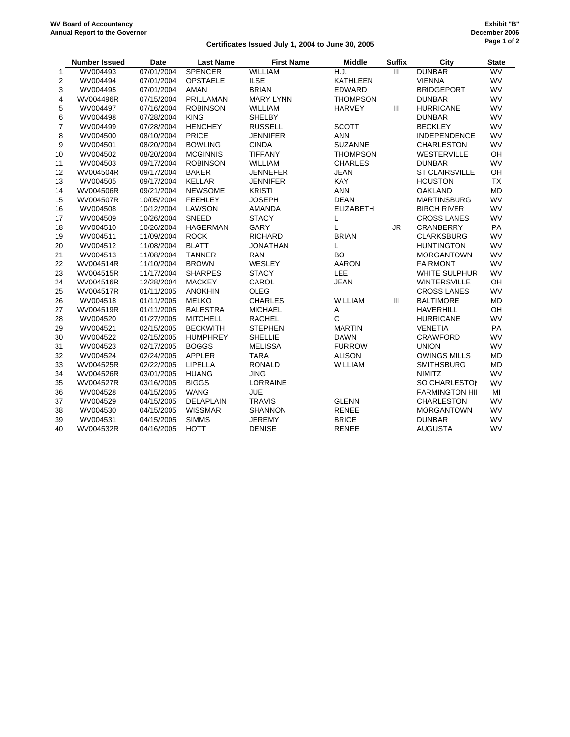**WV Board of Accountancy**
**Annual Report to the Governor**

**Exhibit "B"**
**December 2006**

**Certificates Issued July 1, 2004 to June 30, 2005**

| | Number Issued | Date | Last Name | First Name | Middle | Suffix | City | State |
|---|---|---|---|---|---|---|---|---|
| 1 | WV004493 | 07/01/2004 | SPENCER | WILLIAM | H.J. | III | DUNBAR | WV |
| 2 | WV004494 | 07/01/2004 | OPSTAELE | ILSE | KATHLEEN | | VIENNA | WV |
| 3 | WV004495 | 07/01/2004 | AMAN | BRIAN | EDWARD | | BRIDGEPORT | WV |
| 4 | WV004496R | 07/15/2004 | PRILLAMAN | MARY LYNN | THOMPSON | | DUNBAR | WV |
| 5 | WV004497 | 07/16/2004 | ROBINSON | WILLIAM | HARVEY | III | HURRICANE | WV |
| 6 | WV004498 | 07/28/2004 | KING | SHELBY | | | DUNBAR | WV |
| 7 | WV004499 | 07/28/2004 | HENCHEY | RUSSELL | SCOTT | | BECKLEY | WV |
| 8 | WV004500 | 08/10/2004 | PRICE | JENNIFER | ANN | | INDEPENDENCE | WV |
| 9 | WV004501 | 08/20/2004 | BOWLING | CINDA | SUZANNE | | CHARLESTON | WV |
| 10 | WV004502 | 08/20/2004 | MCGINNIS | TIFFANY | THOMPSON | | WESTERVILLE | OH |
| 11 | WV004503 | 09/17/2004 | ROBINSON | WILLIAM | CHARLES | | DUNBAR | WV |
| 12 | WV004504R | 09/17/2004 | BAKER | JENNEFER | JEAN | | ST CLAIRSVILLE | OH |
| 13 | WV004505 | 09/17/2004 | KELLAR | JENNIFER | KAY | | HOUSTON | TX |
| 14 | WV004506R | 09/21/2004 | NEWSOME | KRISTI | ANN | | OAKLAND | MD |
| 15 | WV004507R | 10/05/2004 | FEEHLEY | JOSEPH | DEAN | | MARTINSBURG | WV |
| 16 | WV004508 | 10/12/2004 | LAWSON | AMANDA | ELIZABETH | | BIRCH RIVER | WV |
| 17 | WV004509 | 10/26/2004 | SNEED | STACY | L | | CROSS LANES | WV |
| 18 | WV004510 | 10/26/2004 | HAGERMAN | GARY | L | JR | CRANBERRY | PA |
| 19 | WV004511 | 11/09/2004 | ROCK | RICHARD | BRIAN | | CLARKSBURG | WV |
| 20 | WV004512 | 11/08/2004 | BLATT | JONATHAN | L | | HUNTINGTON | WV |
| 21 | WV004513 | 11/08/2004 | TANNER | RAN | BO | | MORGANTOWN | WV |
| 22 | WV004514R | 11/10/2004 | BROWN | WESLEY | AARON | | FAIRMONT | WV |
| 23 | WV004515R | 11/17/2004 | SHARPES | STACY | LEE | | WHITE SULPHUR | WV |
| 24 | WV004516R | 12/28/2004 | MACKEY | CAROL | JEAN | | WINTERSVILLE | OH |
| 25 | WV004517R | 01/11/2005 | ANOKHIN | OLEG | | | CROSS LANES | WV |
| 26 | WV004518 | 01/11/2005 | MELKO | CHARLES | WILLIAM | III | BALTIMORE | MD |
| 27 | WV004519R | 01/11/2005 | BALESTRA | MICHAEL | A | | HAVERHILL | OH |
| 28 | WV004520 | 01/27/2005 | MITCHELL | RACHEL | C | | HURRICANE | WV |
| 29 | WV004521 | 02/15/2005 | BECKWITH | STEPHEN | MARTIN | | VENETIA | PA |
| 30 | WV004522 | 02/15/2005 | HUMPHREY | SHELLIE | DAWN | | CRAWFORD | WV |
| 31 | WV004523 | 02/17/2005 | BOGGS | MELISSA | FURROW | | UNION | WV |
| 32 | WV004524 | 02/24/2005 | APPLER | TARA | ALISON | | OWINGS MILLS | MD |
| 33 | WV004525R | 02/22/2005 | LIPELLA | RONALD | WILLIAM | | SMITHSBURG | MD |
| 34 | WV004526R | 03/01/2005 | HUANG | JING | | | NIMITZ | WV |
| 35 | WV004527R | 03/16/2005 | BIGGS | LORRAINE | | | SO CHARLESTON | WV |
| 36 | WV004528 | 04/15/2005 | WANG | JUE | | | FARMINGTON HII | MI |
| 37 | WV004529 | 04/15/2005 | DELAPLAIN | TRAVIS | GLENN | | CHARLESTON | WV |
| 38 | WV004530 | 04/15/2005 | WISSMAR | SHANNON | RENEE | | MORGANTOWN | WV |
| 39 | WV004531 | 04/15/2005 | SIMMS | JEREMY | BRICE | | DUNBAR | WV |
| 40 | WV004532R | 04/16/2005 | HOTT | DENISE | RENEE | | AUGUSTA | WV |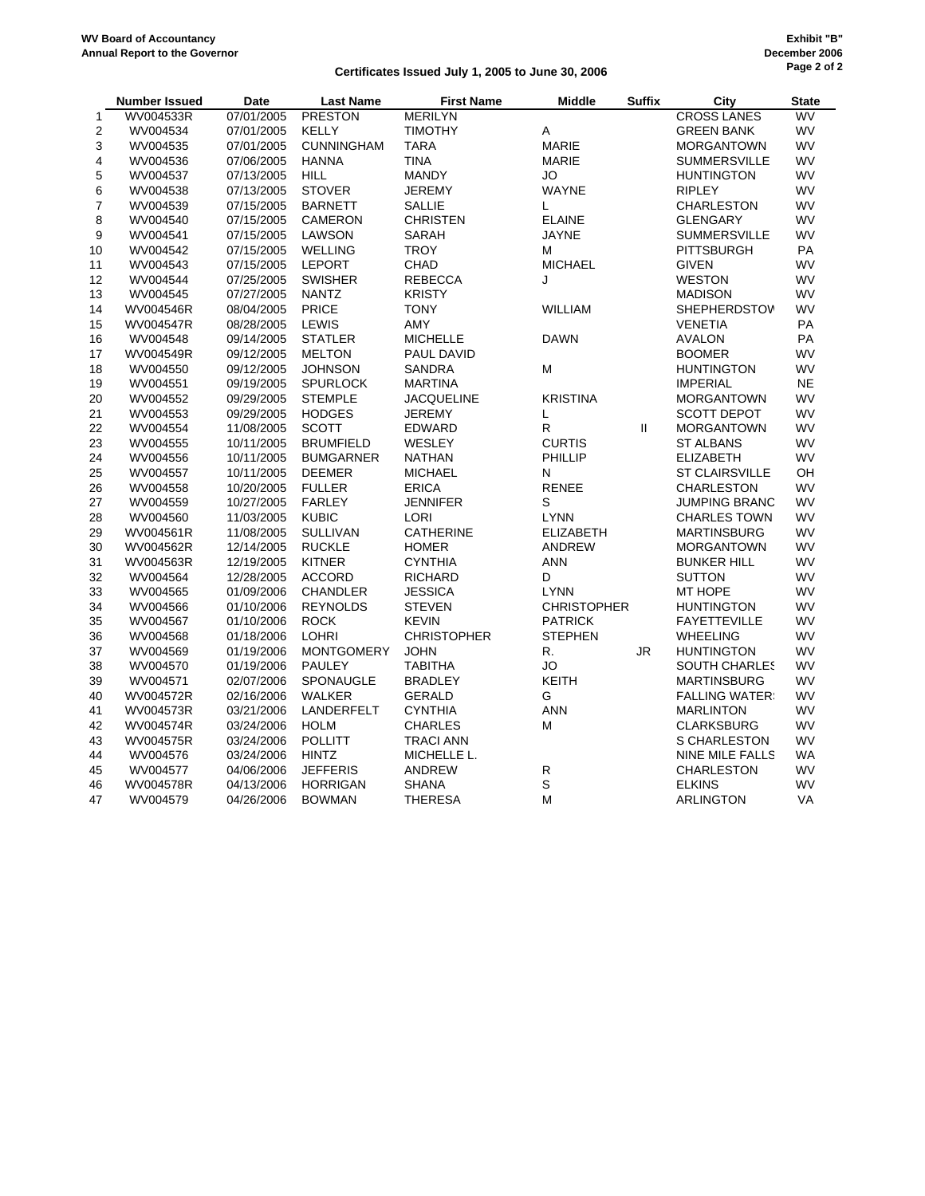**WV Board of Accountancy**
**Annual Report to the Governor**

**Exhibit "B"**
**December 2006**

## Certificates Issued July 1, 2005 to June 30, 2006

| | Number Issued | Date | Last Name | First Name | Middle | Suffix | City | State |
|---|---|---|---|---|---|---|---|---|
| 1 | WV004533R | 07/01/2005 | PRESTON | MERILYN | | | CROSS LANES | WV |
| 2 | WV004534 | 07/01/2005 | KELLY | TIMOTHY | A | | GREEN BANK | WV |
| 3 | WV004535 | 07/01/2005 | CUNNINGHAM | TARA | MARIE | | MORGANTOWN | WV |
| 4 | WV004536 | 07/06/2005 | HANNA | TINA | MARIE | | SUMMERSVILLE | WV |
| 5 | WV004537 | 07/13/2005 | HILL | MANDY | JO | | HUNTINGTON | WV |
| 6 | WV004538 | 07/13/2005 | STOVER | JEREMY | WAYNE | | RIPLEY | WV |
| 7 | WV004539 | 07/15/2005 | BARNETT | SALLIE | L | | CHARLESTON | WV |
| 8 | WV004540 | 07/15/2005 | CAMERON | CHRISTEN | ELAINE | | GLENGARY | WV |
| 9 | WV004541 | 07/15/2005 | LAWSON | SARAH | JAYNE | | SUMMERSVILLE | WV |
| 10 | WV004542 | 07/15/2005 | WELLING | TROY | M | | PITTSBURGH | PA |
| 11 | WV004543 | 07/15/2005 | LEPORT | CHAD | MICHAEL | | GIVEN | WV |
| 12 | WV004544 | 07/25/2005 | SWISHER | REBECCA | J | | WESTON | WV |
| 13 | WV004545 | 07/27/2005 | NANTZ | KRISTY | | | MADISON | WV |
| 14 | WV004546R | 08/04/2005 | PRICE | TONY | WILLIAM | | SHEPHERDSTOW | WV |
| 15 | WV004547R | 08/28/2005 | LEWIS | AMY | | | VENETIA | PA |
| 16 | WV004548 | 09/14/2005 | STATLER | MICHELLE | DAWN | | AVALON | PA |
| 17 | WV004549R | 09/12/2005 | MELTON | PAUL DAVID | | | BOOMER | WV |
| 18 | WV004550 | 09/12/2005 | JOHNSON | SANDRA | M | | HUNTINGTON | WV |
| 19 | WV004551 | 09/19/2005 | SPURLOCK | MARTINA | | | IMPERIAL | NE |
| 20 | WV004552 | 09/29/2005 | STEMPLE | JACQUELINE | KRISTINA | | MORGANTOWN | WV |
| 21 | WV004553 | 09/29/2005 | HODGES | JEREMY | L | | SCOTT DEPOT | WV |
| 22 | WV004554 | 11/08/2005 | SCOTT | EDWARD | R | II | MORGANTOWN | WV |
| 23 | WV004555 | 10/11/2005 | BRUMFIELD | WESLEY | CURTIS | | ST ALBANS | WV |
| 24 | WV004556 | 10/11/2005 | BUMGARNER | NATHAN | PHILLIP | | ELIZABETH | WV |
| 25 | WV004557 | 10/11/2005 | DEEMER | MICHAEL | N | | ST CLAIRSVILLE | OH |
| 26 | WV004558 | 10/20/2005 | FULLER | ERICA | RENEE | | CHARLESTON | WV |
| 27 | WV004559 | 10/27/2005 | FARLEY | JENNIFER | S | | JUMPING BRANC | WV |
| 28 | WV004560 | 11/03/2005 | KUBIC | LORI | LYNN | | CHARLES TOWN | WV |
| 29 | WV004561R | 11/08/2005 | SULLIVAN | CATHERINE | ELIZABETH | | MARTINSBURG | WV |
| 30 | WV004562R | 12/14/2005 | RUCKLE | HOMER | ANDREW | | MORGANTOWN | WV |
| 31 | WV004563R | 12/19/2005 | KITNER | CYNTHIA | ANN | | BUNKER HILL | WV |
| 32 | WV004564 | 12/28/2005 | ACCORD | RICHARD | D | | SUTTON | WV |
| 33 | WV004565 | 01/09/2006 | CHANDLER | JESSICA | LYNN | | MT HOPE | WV |
| 34 | WV004566 | 01/10/2006 | REYNOLDS | STEVEN | CHRISTOPHER | | HUNTINGTON | WV |
| 35 | WV004567 | 01/10/2006 | ROCK | KEVIN | PATRICK | | FAYETTEVILLE | WV |
| 36 | WV004568 | 01/18/2006 | LOHRI | CHRISTOPHER | STEPHEN | | WHEELING | WV |
| 37 | WV004569 | 01/19/2006 | MONTGOMERY | JOHN | R. | JR | HUNTINGTON | WV |
| 38 | WV004570 | 01/19/2006 | PAULEY | TABITHA | JO | | SOUTH CHARLES | WV |
| 39 | WV004571 | 02/07/2006 | SPONAUGLE | BRADLEY | KEITH | | MARTINSBURG | WV |
| 40 | WV004572R | 02/16/2006 | WALKER | GERALD | G | | FALLING WATER: | WV |
| 41 | WV004573R | 03/21/2006 | LANDERFELT | CYNTHIA | ANN | | MARLINTON | WV |
| 42 | WV004574R | 03/24/2006 | HOLM | CHARLES | M | | CLARKSBURG | WV |
| 43 | WV004575R | 03/24/2006 | POLLITT | TRACI ANN | | | S CHARLESTON | WV |
| 44 | WV004576 | 03/24/2006 | HINTZ | MICHELLE L. | | | NINE MILE FALLS | WA |
| 45 | WV004577 | 04/06/2006 | JEFFERIS | ANDREW | R | | CHARLESTON | WV |
| 46 | WV004578R | 04/13/2006 | HORRIGAN | SHANA | S | | ELKINS | WV |
| 47 | WV004579 | 04/26/2006 | BOWMAN | THERESA | M | | ARLINGTON | VA |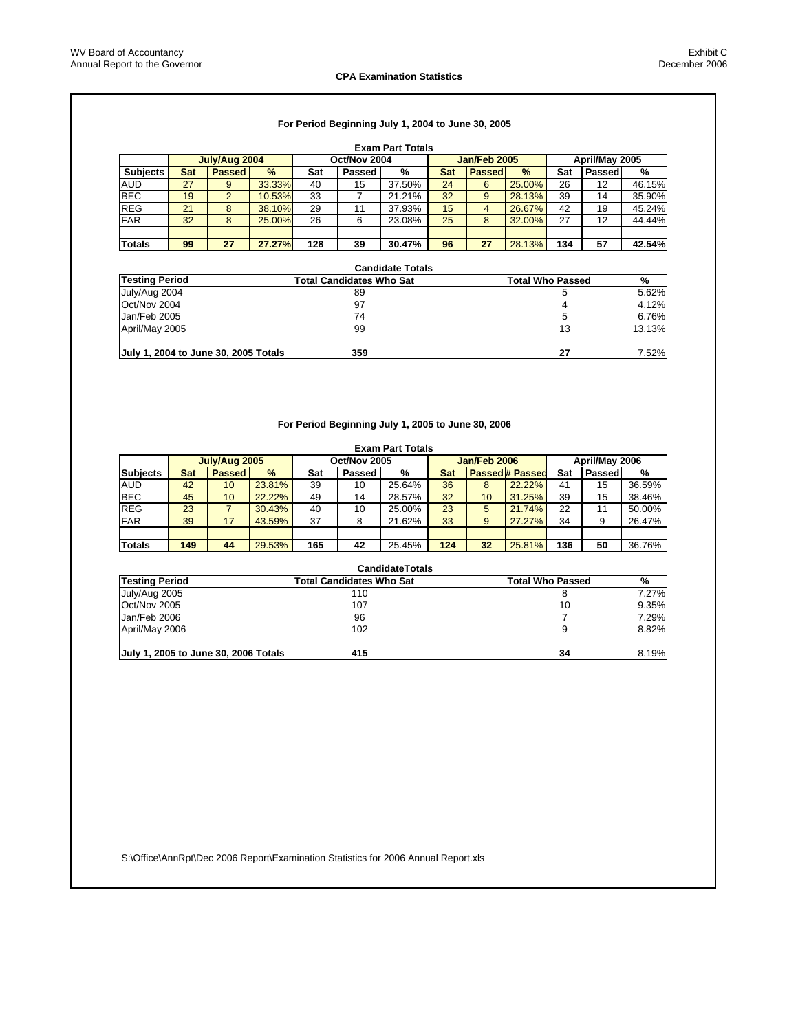WV Board of Accountancy
Annual Report to the Governor

Exhibit C
December 2006

**CPA Examination Statistics**

### For Period Beginning July 1, 2004 to June 30, 2005

**Exam Part Totals**

| | July/Aug 2004 | | | Oct/Nov 2004 | | | Jan/Feb 2005 | | | April/May 2005 | | |
|---|---|---|---|---|---|---|---|---|---|---|---|---|
| **Subjects** | **Sat** | **Passed** | **%** | **Sat** | **Passed** | **%** | **Sat** | **Passed** | **%** | **Sat** | **Passed** | **%** |
| AUD | 27 | 9 | 33.33% | 40 | 15 | 37.50% | 24 | 6 | 25.00% | 26 | 12 | 46.15% |
| BEC | 19 | 2 | 10.53% | 33 | 7 | 21.21% | 32 | 9 | 28.13% | 39 | 14 | 35.90% |
| REG | 21 | 8 | 38.10% | 29 | 11 | 37.93% | 15 | 4 | 26.67% | 42 | 19 | 45.24% |
| FAR | 32 | 8 | 25.00% | 26 | 6 | 23.08% | 25 | 8 | 32.00% | 27 | 12 | 44.44% |
| **Totals** | **99** | **27** | **27.27%** | **128** | **39** | **30.47%** | **96** | **27** | 28.13% | **134** | **57** | **42.54%** |

**Candidate Totals**

| Testing Period | Total Candidates Who Sat | Total Who Passed | % |
|---|---|---|---|
| July/Aug 2004 | 89 | 5 | 5.62% |
| Oct/Nov 2004 | 97 | 4 | 4.12% |
| Jan/Feb 2005 | 74 | 5 | 6.76% |
| April/May 2005 | 99 | 13 | 13.13% |
| **July 1, 2004 to June 30, 2005 Totals** | **359** | **27** | 7.52% |

### For Period Beginning July 1, 2005 to June 30, 2006

**Exam Part Totals**

| | July/Aug 2005 | | | Oct/Nov 2005 | | | Jan/Feb 2006 | | | April/May 2006 | | |
|---|---|---|---|---|---|---|---|---|---|---|---|---|
| **Subjects** | **Sat** | **Passed** | **%** | **Sat** | **Passed** | **%** | **Sat** | **Passed** | **# Passed** | **Sat** | **Passed** | **%** |
| AUD | 42 | 10 | 23.81% | 39 | 10 | 25.64% | 36 | 8 | 22.22% | 41 | 15 | 36.59% |
| BEC | 45 | 10 | 22.22% | 49 | 14 | 28.57% | 32 | 10 | 31.25% | 39 | 15 | 38.46% |
| REG | 23 | 7 | 30.43% | 40 | 10 | 25.00% | 23 | 5 | 21.74% | 22 | 11 | 50.00% |
| FAR | 39 | 17 | 43.59% | 37 | 8 | 21.62% | 33 | 9 | 27.27% | 34 | 9 | 26.47% |
| **Totals** | **149** | **44** | 29.53% | **165** | **42** | 25.45% | **124** | **32** | 25.81% | **136** | **50** | 36.76% |

**CandidateTotals**

| Testing Period | Total Candidates Who Sat | Total Who Passed | % |
|---|---|---|---|
| July/Aug 2005 | 110 | 8 | 7.27% |
| Oct/Nov 2005 | 107 | 10 | 9.35% |
| Jan/Feb 2006 | 96 | 7 | 7.29% |
| April/May 2006 | 102 | 9 | 8.82% |
| **July 1, 2005 to June 30, 2006 Totals** | **415** | **34** | 8.19% |

S:\Office\AnnRpt\Dec 2006 Report\Examination Statistics for 2006 Annual Report.xls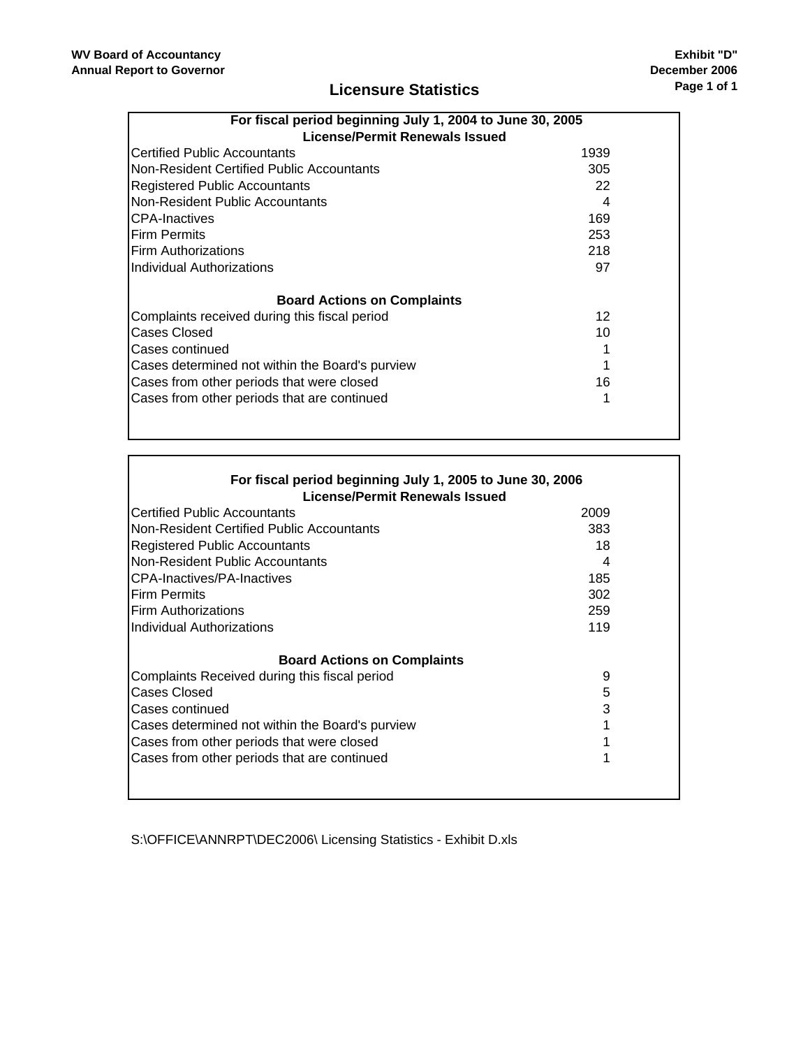**WV Board of Accountancy**
**Annual Report to Governor**

**Exhibit "D"**
**December 2006**

## Licensure Statistics

| For fiscal period beginning July 1, 2004 to June 30, 2005 | |
|---|---|
| **License/Permit Renewals Issued** | |
| Certified Public Accountants | 1939 |
| Non-Resident Certified Public Accountants | 305 |
| Registered Public Accountants | 22 |
| Non-Resident Public Accountants | 4 |
| CPA-Inactives | 169 |
| Firm Permits | 253 |
| Firm Authorizations | 218 |
| Individual Authorizations | 97 |
| **Board Actions on Complaints** | |
| Complaints received during this fiscal period | 12 |
| Cases Closed | 10 |
| Cases continued | 1 |
| Cases determined not within the Board's purview | 1 |
| Cases from other periods that were closed | 16 |
| Cases from other periods that are continued | 1 |

| For fiscal period beginning July 1, 2005 to June 30, 2006 | |
|---|---|
| **License/Permit Renewals Issued** | |
| Certified Public Accountants | 2009 |
| Non-Resident Certified Public Accountants | 383 |
| Registered Public Accountants | 18 |
| Non-Resident Public Accountants | 4 |
| CPA-Inactives/PA-Inactives | 185 |
| Firm Permits | 302 |
| Firm Authorizations | 259 |
| Individual Authorizations | 119 |
| **Board Actions on Complaints** | |
| Complaints Received during this fiscal period | 9 |
| Cases Closed | 5 |
| Cases continued | 3 |
| Cases determined not within the Board's purview | 1 |
| Cases from other periods that were closed | 1 |
| Cases from other periods that are continued | 1 |

S:\OFFICE\ANNRPT\DEC2006\ Licensing Statistics - Exhibit D.xls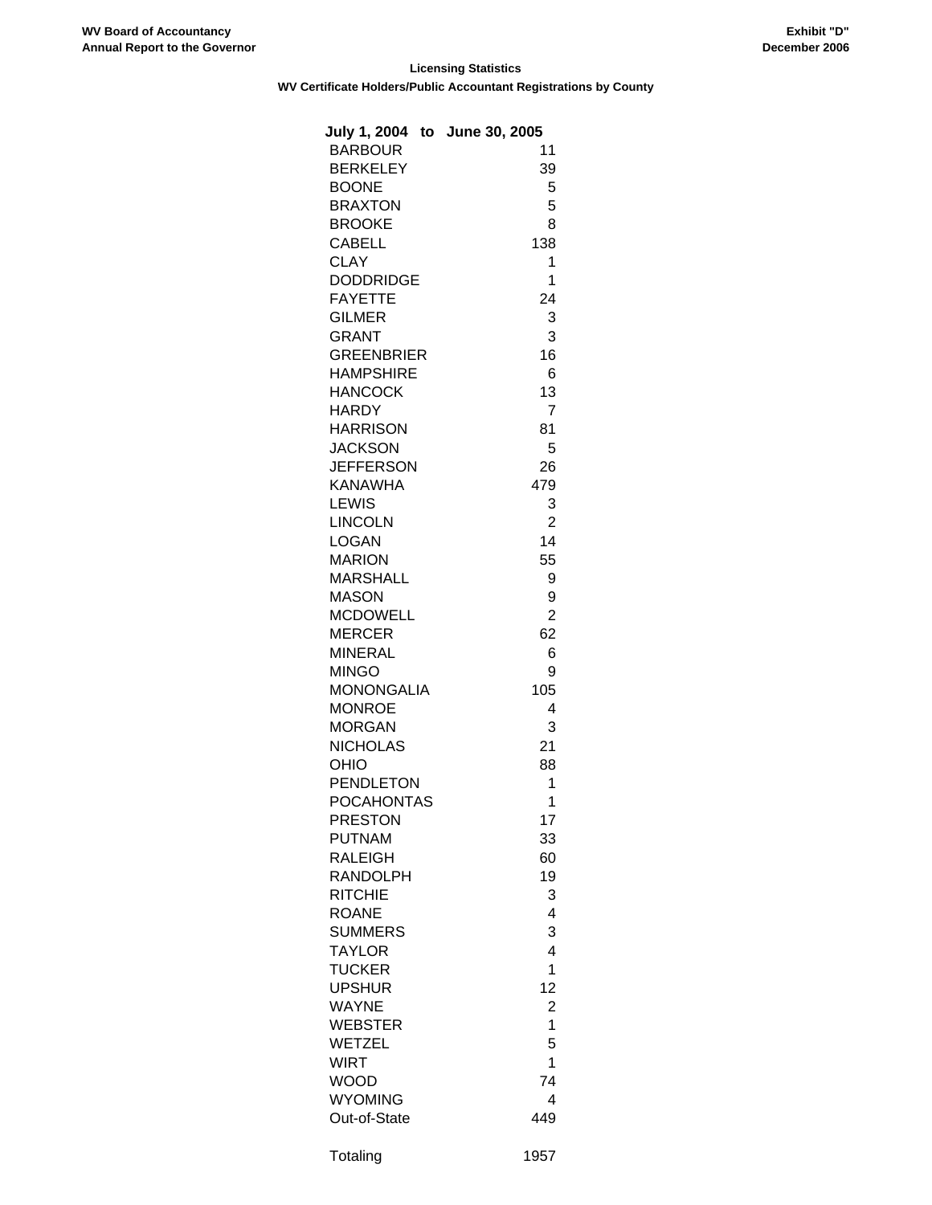WV Board of Accountancy
Annual Report to the Governor

Exhibit "D"
December 2006

**Licensing Statistics**

**WV Certificate Holders/Public Accountant Registrations by County**

| July 1, 2004 to June 30, 2005 | |
|---|---|
| BARBOUR | 11 |
| BERKELEY | 39 |
| BOONE | 5 |
| BRAXTON | 5 |
| BROOKE | 8 |
| CABELL | 138 |
| CLAY | 1 |
| DODDRIDGE | 1 |
| FAYETTE | 24 |
| GILMER | 3 |
| GRANT | 3 |
| GREENBRIER | 16 |
| HAMPSHIRE | 6 |
| HANCOCK | 13 |
| HARDY | 7 |
| HARRISON | 81 |
| JACKSON | 5 |
| JEFFERSON | 26 |
| KANAWHA | 479 |
| LEWIS | 3 |
| LINCOLN | 2 |
| LOGAN | 14 |
| MARION | 55 |
| MARSHALL | 9 |
| MASON | 9 |
| MCDOWELL | 2 |
| MERCER | 62 |
| MINERAL | 6 |
| MINGO | 9 |
| MONONGALIA | 105 |
| MONROE | 4 |
| MORGAN | 3 |
| NICHOLAS | 21 |
| OHIO | 88 |
| PENDLETON | 1 |
| POCAHONTAS | 1 |
| PRESTON | 17 |
| PUTNAM | 33 |
| RALEIGH | 60 |
| RANDOLPH | 19 |
| RITCHIE | 3 |
| ROANE | 4 |
| SUMMERS | 3 |
| TAYLOR | 4 |
| TUCKER | 1 |
| UPSHUR | 12 |
| WAYNE | 2 |
| WEBSTER | 1 |
| WETZEL | 5 |
| WIRT | 1 |
| WOOD | 74 |
| WYOMING | 4 |
| Out-of-State | 449 |
| Totaling | 1957 |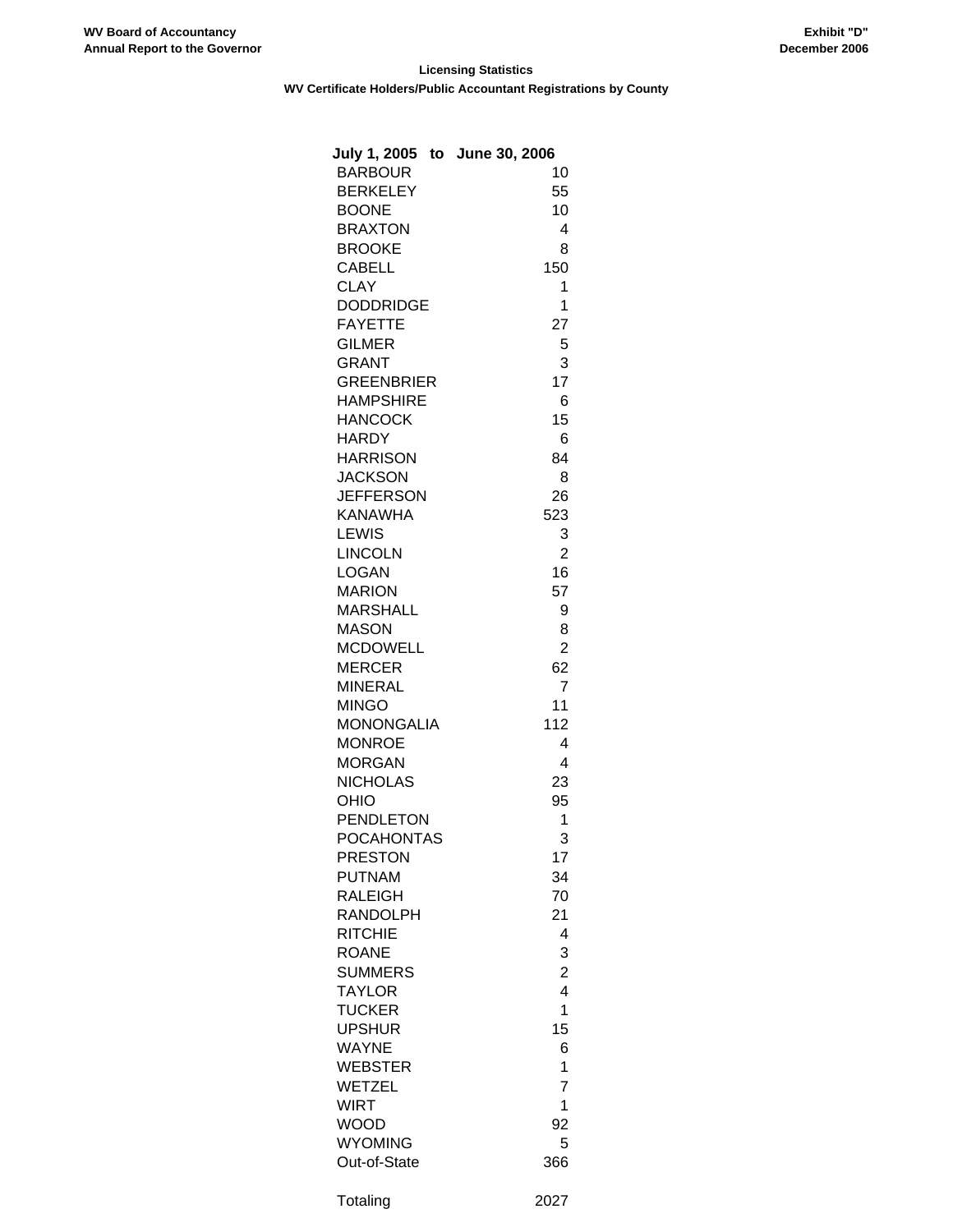WV Board of Accountancy
Annual Report to the Governor

Exhibit "D"
December 2006

## Licensing Statistics

### WV Certificate Holders/Public Accountant Registrations by County

| July 1, 2005 to June 30, 2006 | |
|---|---|
| BARBOUR | 10 |
| BERKELEY | 55 |
| BOONE | 10 |
| BRAXTON | 4 |
| BROOKE | 8 |
| CABELL | 150 |
| CLAY | 1 |
| DODDRIDGE | 1 |
| FAYETTE | 27 |
| GILMER | 5 |
| GRANT | 3 |
| GREENBRIER | 17 |
| HAMPSHIRE | 6 |
| HANCOCK | 15 |
| HARDY | 6 |
| HARRISON | 84 |
| JACKSON | 8 |
| JEFFERSON | 26 |
| KANAWHA | 523 |
| LEWIS | 3 |
| LINCOLN | 2 |
| LOGAN | 16 |
| MARION | 57 |
| MARSHALL | 9 |
| MASON | 8 |
| MCDOWELL | 2 |
| MERCER | 62 |
| MINERAL | 7 |
| MINGO | 11 |
| MONONGALIA | 112 |
| MONROE | 4 |
| MORGAN | 4 |
| NICHOLAS | 23 |
| OHIO | 95 |
| PENDLETON | 1 |
| POCAHONTAS | 3 |
| PRESTON | 17 |
| PUTNAM | 34 |
| RALEIGH | 70 |
| RANDOLPH | 21 |
| RITCHIE | 4 |
| ROANE | 3 |
| SUMMERS | 2 |
| TAYLOR | 4 |
| TUCKER | 1 |
| UPSHUR | 15 |
| WAYNE | 6 |
| WEBSTER | 1 |
| WETZEL | 7 |
| WIRT | 1 |
| WOOD | 92 |
| WYOMING | 5 |
| Out-of-State | 366 |
| Totaling | 2027 |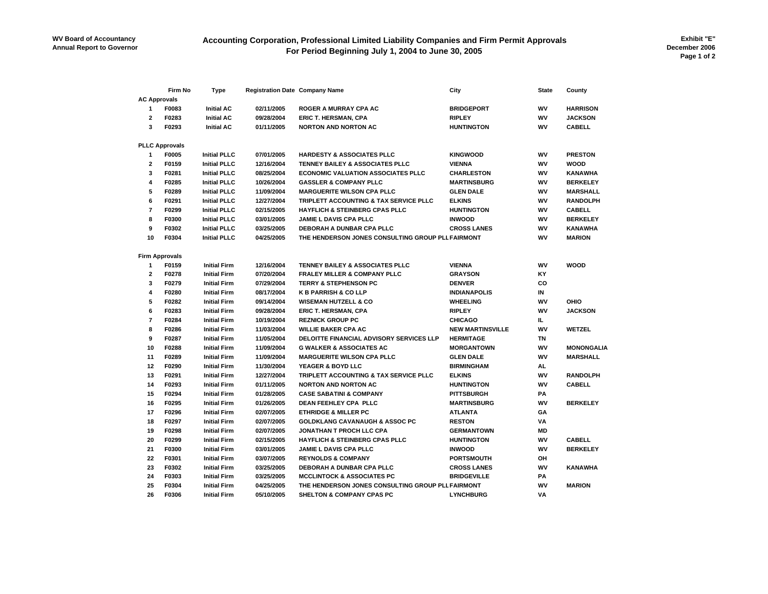WV Board of Accountancy
Annual Report to Governor

# Accounting Corporation, Professional Limited Liability Companies and Firm Permit Approvals
## For Period Beginning July 1, 2004 to June 30, 2005

Exhibit "E"
December 2006

| | Firm No | Type | Registration Date | Company Name | City | State | County |
|---|---|---|---|---|---|---|---|
| **AC Approvals** | | | | | | | |
| 1 | F0083 | Initial AC | 02/11/2005 | ROGER A MURRAY CPA AC | BRIDGEPORT | WV | HARRISON |
| 2 | F0283 | Initial AC | 09/28/2004 | ERIC T. HERSMAN, CPA | RIPLEY | WV | JACKSON |
| 3 | F0293 | Initial AC | 01/11/2005 | NORTON AND NORTON AC | HUNTINGTON | WV | CABELL |
| **PLLC Approvals** | | | | | | | |
| 1 | F0005 | Initial PLLC | 07/01/2005 | HARDESTY & ASSOCIATES PLLC | KINGWOOD | WV | PRESTON |
| 2 | F0159 | Initial PLLC | 12/16/2004 | TENNEY BAILEY & ASSOCIATES PLLC | VIENNA | WV | WOOD |
| 3 | F0281 | Initial PLLC | 08/25/2004 | ECONOMIC VALUATION ASSOCIATES PLLC | CHARLESTON | WV | KANAWHA |
| 4 | F0285 | Initial PLLC | 10/26/2004 | GASSLER & COMPANY PLLC | MARTINSBURG | WV | BERKELEY |
| 5 | F0289 | Initial PLLC | 11/09/2004 | MARGUERITE WILSON CPA PLLC | GLEN DALE | WV | MARSHALL |
| 6 | F0291 | Initial PLLC | 12/27/2004 | TRIPLETT ACCOUNTING & TAX SERVICE PLLC | ELKINS | WV | RANDOLPH |
| 7 | F0299 | Initial PLLC | 02/15/2005 | HAYFLICH & STEINBERG CPAS PLLC | HUNTINGTON | WV | CABELL |
| 8 | F0300 | Initial PLLC | 03/01/2005 | JAMIE L DAVIS CPA PLLC | INWOOD | WV | BERKELEY |
| 9 | F0302 | Initial PLLC | 03/25/2005 | DEBORAH A DUNBAR CPA PLLC | CROSS LANES | WV | KANAWHA |
| 10 | F0304 | Initial PLLC | 04/25/2005 | THE HENDERSON JONES CONSULTING GROUP PLL | FAIRMONT | WV | MARION |
| **Firm Approvals** | | | | | | | |
| 1 | F0159 | Initial Firm | 12/16/2004 | TENNEY BAILEY & ASSOCIATES PLLC | VIENNA | WV | WOOD |
| 2 | F0278 | Initial Firm | 07/20/2004 | FRALEY MILLER & COMPANY PLLC | GRAYSON | KY | |
| 3 | F0279 | Initial Firm | 07/29/2004 | TERRY & STEPHENSON PC | DENVER | CO | |
| 4 | F0280 | Initial Firm | 08/17/2004 | K B PARRISH & CO LLP | INDIANAPOLIS | IN | |
| 5 | F0282 | Initial Firm | 09/14/2004 | WISEMAN HUTZELL & CO | WHEELING | WV | OHIO |
| 6 | F0283 | Initial Firm | 09/28/2004 | ERIC T. HERSMAN, CPA | RIPLEY | WV | JACKSON |
| 7 | F0284 | Initial Firm | 10/19/2004 | REZNICK GROUP PC | CHICAGO | IL | |
| 8 | F0286 | Initial Firm | 11/03/2004 | WILLIE BAKER CPA AC | NEW MARTINSVILLE | WV | WETZEL |
| 9 | F0287 | Initial Firm | 11/05/2004 | DELOITTE FINANCIAL ADVISORY SERVICES LLP | HERMITAGE | TN | |
| 10 | F0288 | Initial Firm | 11/09/2004 | G WALKER & ASSOCIATES AC | MORGANTOWN | WV | MONONGALIA |
| 11 | F0289 | Initial Firm | 11/09/2004 | MARGUERITE WILSON CPA PLLC | GLEN DALE | WV | MARSHALL |
| 12 | F0290 | Initial Firm | 11/30/2004 | YEAGER & BOYD LLC | BIRMINGHAM | AL | |
| 13 | F0291 | Initial Firm | 12/27/2004 | TRIPLETT ACCOUNTING & TAX SERVICE PLLC | ELKINS | WV | RANDOLPH |
| 14 | F0293 | Initial Firm | 01/11/2005 | NORTON AND NORTON AC | HUNTINGTON | WV | CABELL |
| 15 | F0294 | Initial Firm | 01/28/2005 | CASE SABATINI & COMPANY | PITTSBURGH | PA | |
| 16 | F0295 | Initial Firm | 01/26/2005 | DEAN FEEHLEY CPA PLLC | MARTINSBURG | WV | BERKELEY |
| 17 | F0296 | Initial Firm | 02/07/2005 | ETHRIDGE & MILLER PC | ATLANTA | GA | |
| 18 | F0297 | Initial Firm | 02/07/2005 | GOLDKLANG CAVANAUGH & ASSOC PC | RESTON | VA | |
| 19 | F0298 | Initial Firm | 02/07/2005 | JONATHAN T PROCH LLC CPA | GERMANTOWN | MD | |
| 20 | F0299 | Initial Firm | 02/15/2005 | HAYFLICH & STEINBERG CPAS PLLC | HUNTINGTON | WV | CABELL |
| 21 | F0300 | Initial Firm | 03/01/2005 | JAMIE L DAVIS CPA PLLC | INWOOD | WV | BERKELEY |
| 22 | F0301 | Initial Firm | 03/07/2005 | REYNOLDS & COMPANY | PORTSMOUTH | OH | |
| 23 | F0302 | Initial Firm | 03/25/2005 | DEBORAH A DUNBAR CPA PLLC | CROSS LANES | WV | KANAWHA |
| 24 | F0303 | Initial Firm | 03/25/2005 | MCCLINTOCK & ASSOCIATES PC | BRIDGEVILLE | PA | |
| 25 | F0304 | Initial Firm | 04/25/2005 | THE HENDERSON JONES CONSULTING GROUP PLL | FAIRMONT | WV | MARION |
| 26 | F0306 | Initial Firm | 05/10/2005 | SHELTON & COMPANY CPAS PC | LYNCHBURG | VA | |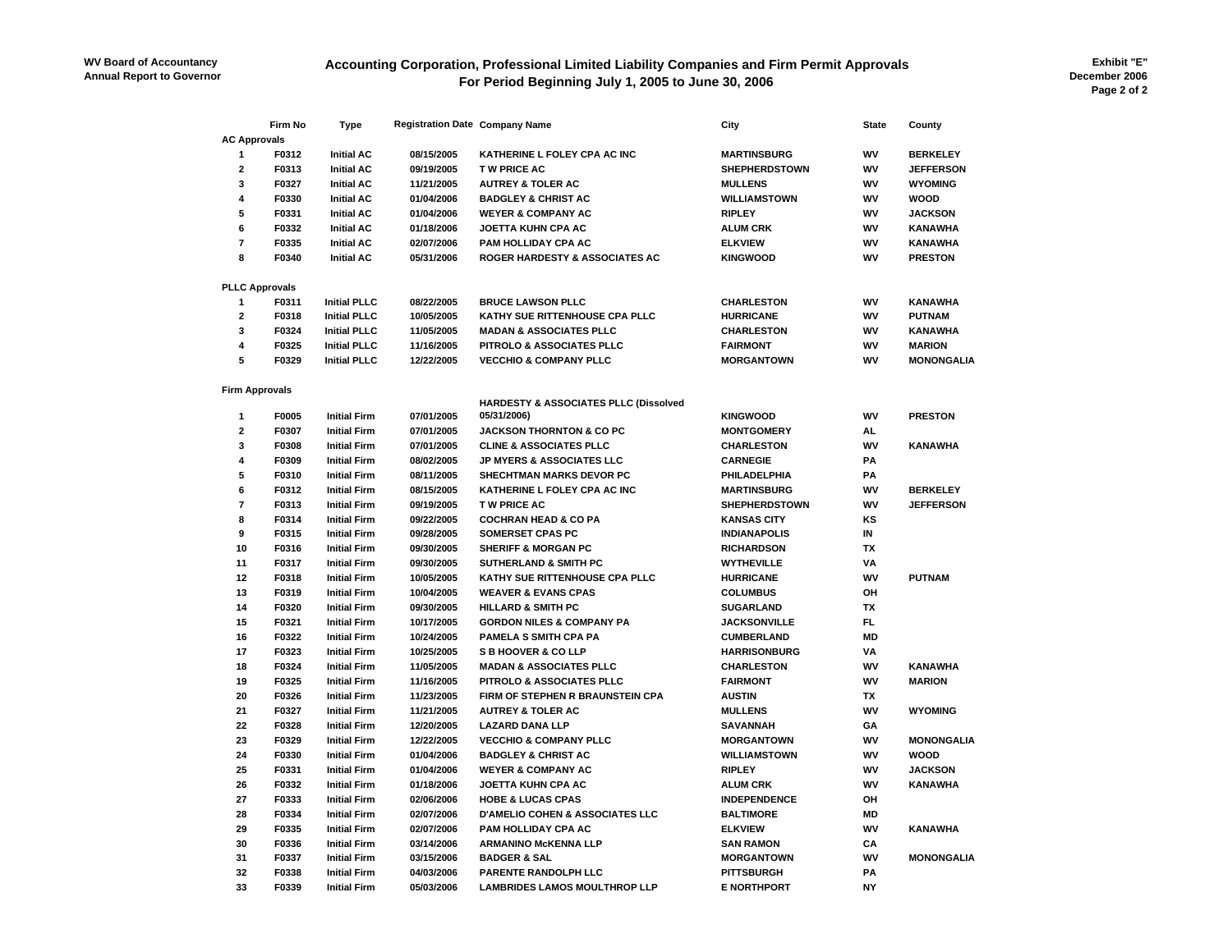WV Board of Accountancy
Annual Report to Governor

# Accounting Corporation, Professional Limited Liability Companies and Firm Permit Approvals
## For Period Beginning July 1, 2005 to June 30, 2006

Exhibit "E"
December 2006

| | Firm No | Type | Registration Date | Company Name | City | State | County |
|---|---|---|---|---|---|---|---|
| **AC Approvals** | | | | | | | |
| 1 | F0312 | Initial AC | 08/15/2005 | KATHERINE L FOLEY CPA AC INC | MARTINSBURG | WV | BERKELEY |
| 2 | F0313 | Initial AC | 09/19/2005 | T W PRICE AC | SHEPHERDSTOWN | WV | JEFFERSON |
| 3 | F0327 | Initial AC | 11/21/2005 | AUTREY & TOLER AC | MULLENS | WV | WYOMING |
| 4 | F0330 | Initial AC | 01/04/2006 | BADGLEY & CHRIST AC | WILLIAMSTOWN | WV | WOOD |
| 5 | F0331 | Initial AC | 01/04/2006 | WEYER & COMPANY AC | RIPLEY | WV | JACKSON |
| 6 | F0332 | Initial AC | 01/18/2006 | JOETTA KUHN CPA AC | ALUM CRK | WV | KANAWHA |
| 7 | F0335 | Initial AC | 02/07/2006 | PAM HOLLIDAY CPA AC | ELKVIEW | WV | KANAWHA |
| 8 | F0340 | Initial AC | 05/31/2006 | ROGER HARDESTY & ASSOCIATES AC | KINGWOOD | WV | PRESTON |
| **PLLC Approvals** | | | | | | | |
| 1 | F0311 | Initial PLLC | 08/22/2005 | BRUCE LAWSON PLLC | CHARLESTON | WV | KANAWHA |
| 2 | F0318 | Initial PLLC | 10/05/2005 | KATHY SUE RITTENHOUSE CPA PLLC | HURRICANE | WV | PUTNAM |
| 3 | F0324 | Initial PLLC | 11/05/2005 | MADAN & ASSOCIATES PLLC | CHARLESTON | WV | KANAWHA |
| 4 | F0325 | Initial PLLC | 11/16/2005 | PITROLO & ASSOCIATES PLLC | FAIRMONT | WV | MARION |
| 5 | F0329 | Initial PLLC | 12/22/2005 | VECCHIO & COMPANY PLLC | MORGANTOWN | WV | MONONGALIA |
| **Firm Approvals** | | | | | | | |
| 1 | F0005 | Initial Firm | 07/01/2005 | HARDESTY & ASSOCIATES PLLC (Dissolved 05/31/2006) | KINGWOOD | WV | PRESTON |
| 2 | F0307 | Initial Firm | 07/01/2005 | JACKSON THORNTON & CO PC | MONTGOMERY | AL | |
| 3 | F0308 | Initial Firm | 07/01/2005 | CLINE & ASSOCIATES PLLC | CHARLESTON | WV | KANAWHA |
| 4 | F0309 | Initial Firm | 08/02/2005 | JP MYERS & ASSOCIATES LLC | CARNEGIE | PA | |
| 5 | F0310 | Initial Firm | 08/11/2005 | SHECHTMAN MARKS DEVOR PC | PHILADELPHIA | PA | |
| 6 | F0312 | Initial Firm | 08/15/2005 | KATHERINE L FOLEY CPA AC INC | MARTINSBURG | WV | BERKELEY |
| 7 | F0313 | Initial Firm | 09/19/2005 | T W PRICE AC | SHEPHERDSTOWN | WV | JEFFERSON |
| 8 | F0314 | Initial Firm | 09/22/2005 | COCHRAN HEAD & CO PA | KANSAS CITY | KS | |
| 9 | F0315 | Initial Firm | 09/28/2005 | SOMERSET CPAS PC | INDIANAPOLIS | IN | |
| 10 | F0316 | Initial Firm | 09/30/2005 | SHERIFF & MORGAN PC | RICHARDSON | TX | |
| 11 | F0317 | Initial Firm | 09/30/2005 | SUTHERLAND & SMITH PC | WYTHEVILLE | VA | |
| 12 | F0318 | Initial Firm | 10/05/2005 | KATHY SUE RITTENHOUSE CPA PLLC | HURRICANE | WV | PUTNAM |
| 13 | F0319 | Initial Firm | 10/04/2005 | WEAVER & EVANS CPAS | COLUMBUS | OH | |
| 14 | F0320 | Initial Firm | 09/30/2005 | HILLARD & SMITH PC | SUGARLAND | TX | |
| 15 | F0321 | Initial Firm | 10/17/2005 | GORDON NILES & COMPANY PA | JACKSONVILLE | FL | |
| 16 | F0322 | Initial Firm | 10/24/2005 | PAMELA S SMITH CPA PA | CUMBERLAND | MD | |
| 17 | F0323 | Initial Firm | 10/25/2005 | S B HOOVER & CO LLP | HARRISONBURG | VA | |
| 18 | F0324 | Initial Firm | 11/05/2005 | MADAN & ASSOCIATES PLLC | CHARLESTON | WV | KANAWHA |
| 19 | F0325 | Initial Firm | 11/16/2005 | PITROLO & ASSOCIATES PLLC | FAIRMONT | WV | MARION |
| 20 | F0326 | Initial Firm | 11/23/2005 | FIRM OF STEPHEN R BRAUNSTEIN CPA | AUSTIN | TX | |
| 21 | F0327 | Initial Firm | 11/21/2005 | AUTREY & TOLER AC | MULLENS | WV | WYOMING |
| 22 | F0328 | Initial Firm | 12/20/2005 | LAZARD DANA LLP | SAVANNAH | GA | |
| 23 | F0329 | Initial Firm | 12/22/2005 | VECCHIO & COMPANY PLLC | MORGANTOWN | WV | MONONGALIA |
| 24 | F0330 | Initial Firm | 01/04/2006 | BADGLEY & CHRIST AC | WILLIAMSTOWN | WV | WOOD |
| 25 | F0331 | Initial Firm | 01/04/2006 | WEYER & COMPANY AC | RIPLEY | WV | JACKSON |
| 26 | F0332 | Initial Firm | 01/18/2006 | JOETTA KUHN CPA AC | ALUM CRK | WV | KANAWHA |
| 27 | F0333 | Initial Firm | 02/06/2006 | HOBE & LUCAS CPAS | INDEPENDENCE | OH | |
| 28 | F0334 | Initial Firm | 02/07/2006 | D'AMELIO COHEN & ASSOCIATES LLC | BALTIMORE | MD | |
| 29 | F0335 | Initial Firm | 02/07/2006 | PAM HOLLIDAY CPA AC | ELKVIEW | WV | KANAWHA |
| 30 | F0336 | Initial Firm | 03/14/2006 | ARMANINO McKENNA LLP | SAN RAMON | CA | |
| 31 | F0337 | Initial Firm | 03/15/2006 | BADGER & SAL | MORGANTOWN | WV | MONONGALIA |
| 32 | F0338 | Initial Firm | 04/03/2006 | PARENTE RANDOLPH LLC | PITTSBURGH | PA | |
| 33 | F0339 | Initial Firm | 05/03/2006 | LAMBRIDES LAMOS MOULTHROP LLP | E NORTHPORT | NY | |